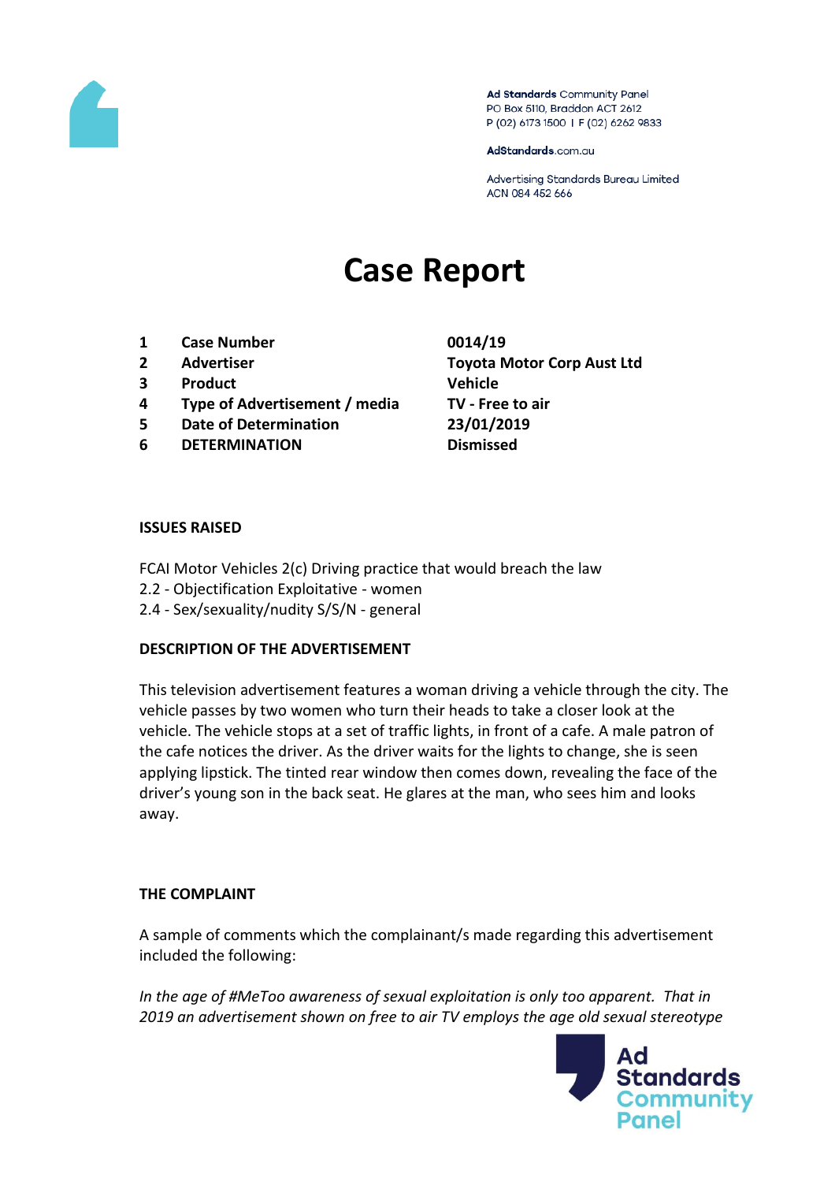Ad Standards Community Panel
PO Box 5110, Braddon ACT 2612
P (02) 6173 1500 | F (02) 6262 9833

AdStandards.com.au

Advertising Standards Bureau Limited
ACN 084 452 666

# Case Report

| | | |
|---|---|---|
| 1 | **Case Number** | **0014/19** |
| 2 | **Advertiser** | **Toyota Motor Corp Aust Ltd** |
| 3 | **Product** | **Vehicle** |
| 4 | **Type of Advertisement / media** | **TV - Free to air** |
| 5 | **Date of Determination** | **23/01/2019** |
| 6 | **DETERMINATION** | **Dismissed** |

**ISSUES RAISED**

FCAI Motor Vehicles 2(c) Driving practice that would breach the law
2.2 - Objectification Exploitative - women
2.4 - Sex/sexuality/nudity S/S/N - general

**DESCRIPTION OF THE ADVERTISEMENT**

This television advertisement features a woman driving a vehicle through the city. The vehicle passes by two women who turn their heads to take a closer look at the vehicle. The vehicle stops at a set of traffic lights, in front of a cafe. A male patron of the cafe notices the driver. As the driver waits for the lights to change, she is seen applying lipstick. The tinted rear window then comes down, revealing the face of the driver's young son in the back seat. He glares at the man, who sees him and looks away.

**THE COMPLAINT**

A sample of comments which the complainant/s made regarding this advertisement included the following:

*In the age of #MeToo awareness of sexual exploitation is only too apparent. That in 2019 an advertisement shown on free to air TV employs the age old sexual stereotype*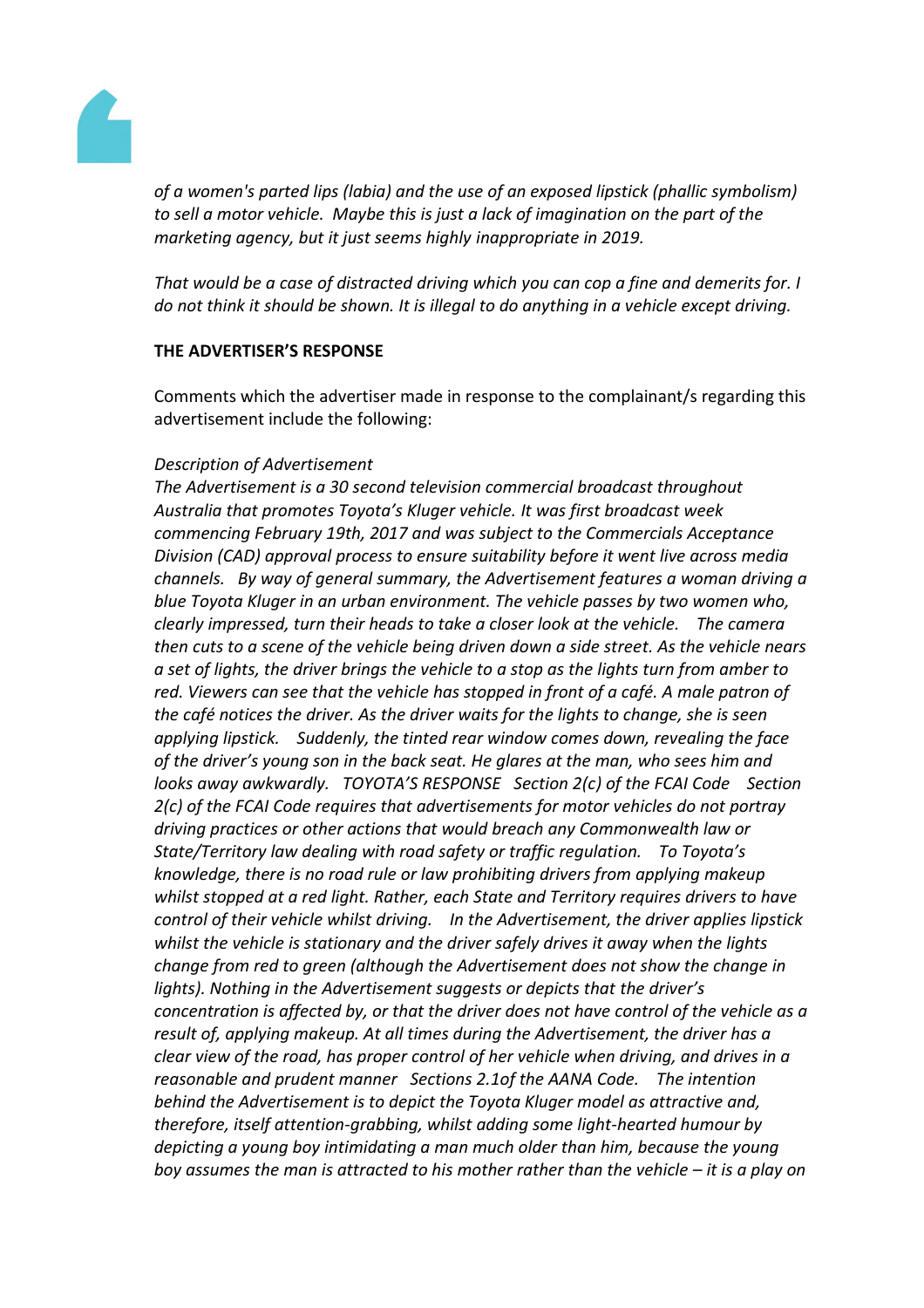*of a women's parted lips (labia) and the use of an exposed lipstick (phallic symbolism) to sell a motor vehicle. Maybe this is just a lack of imagination on the part of the marketing agency, but it just seems highly inappropriate in 2019.*

*That would be a case of distracted driving which you can cop a fine and demerits for. I do not think it should be shown. It is illegal to do anything in a vehicle except driving.*

**THE ADVERTISER'S RESPONSE**

Comments which the advertiser made in response to the complainant/s regarding this advertisement include the following:

*Description of Advertisement*
*The Advertisement is a 30 second television commercial broadcast throughout Australia that promotes Toyota's Kluger vehicle. It was first broadcast week commencing February 19th, 2017 and was subject to the Commercials Acceptance Division (CAD) approval process to ensure suitability before it went live across media channels. By way of general summary, the Advertisement features a woman driving a blue Toyota Kluger in an urban environment. The vehicle passes by two women who, clearly impressed, turn their heads to take a closer look at the vehicle. The camera then cuts to a scene of the vehicle being driven down a side street. As the vehicle nears a set of lights, the driver brings the vehicle to a stop as the lights turn from amber to red. Viewers can see that the vehicle has stopped in front of a café. A male patron of the café notices the driver. As the driver waits for the lights to change, she is seen applying lipstick. Suddenly, the tinted rear window comes down, revealing the face of the driver's young son in the back seat. He glares at the man, who sees him and looks away awkwardly. TOYOTA'S RESPONSE Section 2(c) of the FCAI Code Section 2(c) of the FCAI Code requires that advertisements for motor vehicles do not portray driving practices or other actions that would breach any Commonwealth law or State/Territory law dealing with road safety or traffic regulation. To Toyota's knowledge, there is no road rule or law prohibiting drivers from applying makeup whilst stopped at a red light. Rather, each State and Territory requires drivers to have control of their vehicle whilst driving. In the Advertisement, the driver applies lipstick whilst the vehicle is stationary and the driver safely drives it away when the lights change from red to green (although the Advertisement does not show the change in lights). Nothing in the Advertisement suggests or depicts that the driver's concentration is affected by, or that the driver does not have control of the vehicle as a result of, applying makeup. At all times during the Advertisement, the driver has a clear view of the road, has proper control of her vehicle when driving, and drives in a reasonable and prudent manner Sections 2.1of the AANA Code. The intention behind the Advertisement is to depict the Toyota Kluger model as attractive and, therefore, itself attention-grabbing, whilst adding some light-hearted humour by depicting a young boy intimidating a man much older than him, because the young boy assumes the man is attracted to his mother rather than the vehicle – it is a play on*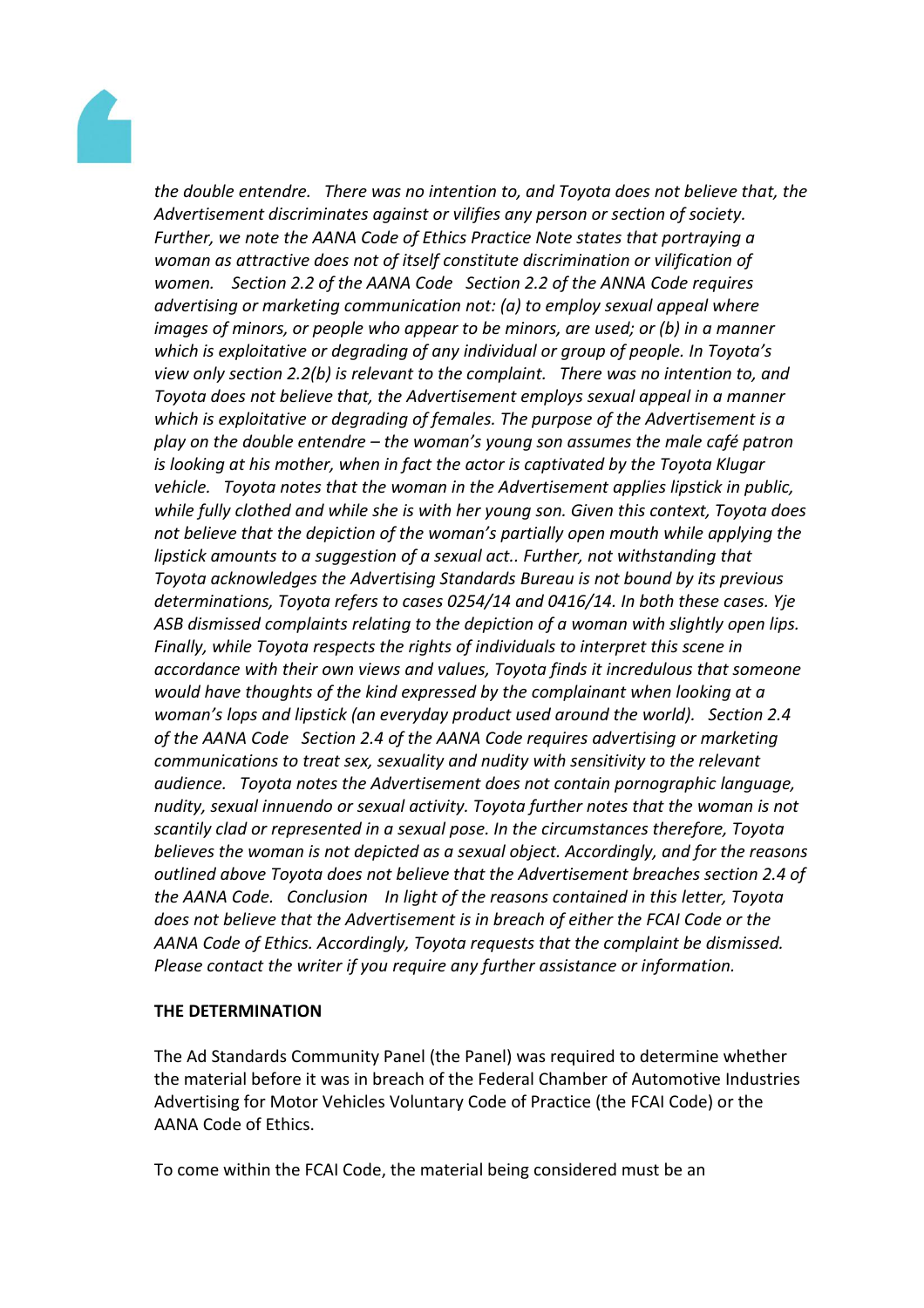*the double entendre.   There was no intention to, and Toyota does not believe that, the Advertisement discriminates against or vilifies any person or section of society. Further, we note the AANA Code of Ethics Practice Note states that portraying a woman as attractive does not of itself constitute discrimination or vilification of women.    Section 2.2 of the AANA Code   Section 2.2 of the ANNA Code requires advertising or marketing communication not: (a) to employ sexual appeal where images of minors, or people who appear to be minors, are used; or (b) in a manner which is exploitative or degrading of any individual or group of people. In Toyota's view only section 2.2(b) is relevant to the complaint.   There was no intention to, and Toyota does not believe that, the Advertisement employs sexual appeal in a manner which is exploitative or degrading of females. The purpose of the Advertisement is a play on the double entendre – the woman's young son assumes the male café patron is looking at his mother, when in fact the actor is captivated by the Toyota Klugar vehicle.   Toyota notes that the woman in the Advertisement applies lipstick in public, while fully clothed and while she is with her young son. Given this context, Toyota does not believe that the depiction of the woman's partially open mouth while applying the lipstick amounts to a suggestion of a sexual act.. Further, not withstanding that Toyota acknowledges the Advertising Standards Bureau is not bound by its previous determinations, Toyota refers to cases 0254/14 and 0416/14. In both these cases. Yje ASB dismissed complaints relating to the depiction of a woman with slightly open lips. Finally, while Toyota respects the rights of individuals to interpret this scene in accordance with their own views and values, Toyota finds it incredulous that someone would have thoughts of the kind expressed by the complainant when looking at a woman's lops and lipstick (an everyday product used around the world).   Section 2.4 of the AANA Code   Section 2.4 of the AANA Code requires advertising or marketing communications to treat sex, sexuality and nudity with sensitivity to the relevant audience.   Toyota notes the Advertisement does not contain pornographic language, nudity, sexual innuendo or sexual activity. Toyota further notes that the woman is not scantily clad or represented in a sexual pose. In the circumstances therefore, Toyota believes the woman is not depicted as a sexual object. Accordingly, and for the reasons outlined above Toyota does not believe that the Advertisement breaches section 2.4 of the AANA Code.   Conclusion    In light of the reasons contained in this letter, Toyota does not believe that the Advertisement is in breach of either the FCAI Code or the AANA Code of Ethics. Accordingly, Toyota requests that the complaint be dismissed. Please contact the writer if you require any further assistance or information.*

**THE DETERMINATION**

The Ad Standards Community Panel (the Panel) was required to determine whether the material before it was in breach of the Federal Chamber of Automotive Industries Advertising for Motor Vehicles Voluntary Code of Practice (the FCAI Code) or the AANA Code of Ethics.

To come within the FCAI Code, the material being considered must be an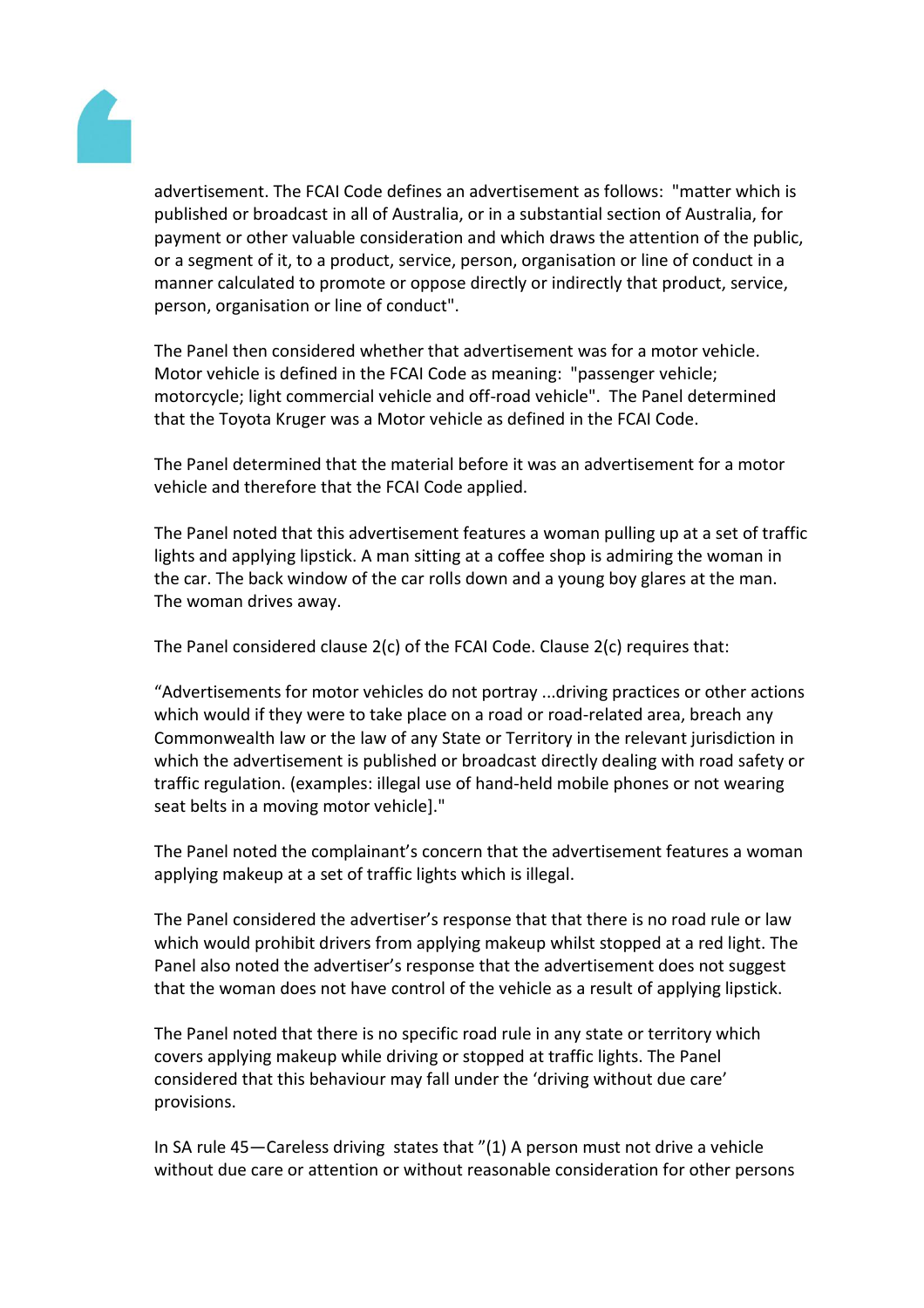advertisement. The FCAI Code defines an advertisement as follows: "matter which is published or broadcast in all of Australia, or in a substantial section of Australia, for payment or other valuable consideration and which draws the attention of the public, or a segment of it, to a product, service, person, organisation or line of conduct in a manner calculated to promote or oppose directly or indirectly that product, service, person, organisation or line of conduct".

The Panel then considered whether that advertisement was for a motor vehicle. Motor vehicle is defined in the FCAI Code as meaning: "passenger vehicle; motorcycle; light commercial vehicle and off-road vehicle". The Panel determined that the Toyota Kruger was a Motor vehicle as defined in the FCAI Code.

The Panel determined that the material before it was an advertisement for a motor vehicle and therefore that the FCAI Code applied.

The Panel noted that this advertisement features a woman pulling up at a set of traffic lights and applying lipstick. A man sitting at a coffee shop is admiring the woman in the car. The back window of the car rolls down and a young boy glares at the man. The woman drives away.

The Panel considered clause 2(c) of the FCAI Code. Clause 2(c) requires that:

"Advertisements for motor vehicles do not portray ...driving practices or other actions which would if they were to take place on a road or road-related area, breach any Commonwealth law or the law of any State or Territory in the relevant jurisdiction in which the advertisement is published or broadcast directly dealing with road safety or traffic regulation. (examples: illegal use of hand-held mobile phones or not wearing seat belts in a moving motor vehicle]."

The Panel noted the complainant's concern that the advertisement features a woman applying makeup at a set of traffic lights which is illegal.

The Panel considered the advertiser's response that that there is no road rule or law which would prohibit drivers from applying makeup whilst stopped at a red light. The Panel also noted the advertiser's response that the advertisement does not suggest that the woman does not have control of the vehicle as a result of applying lipstick.

The Panel noted that there is no specific road rule in any state or territory which covers applying makeup while driving or stopped at traffic lights. The Panel considered that this behaviour may fall under the 'driving without due care' provisions.

In SA rule 45—Careless driving states that "(1) A person must not drive a vehicle without due care or attention or without reasonable consideration for other persons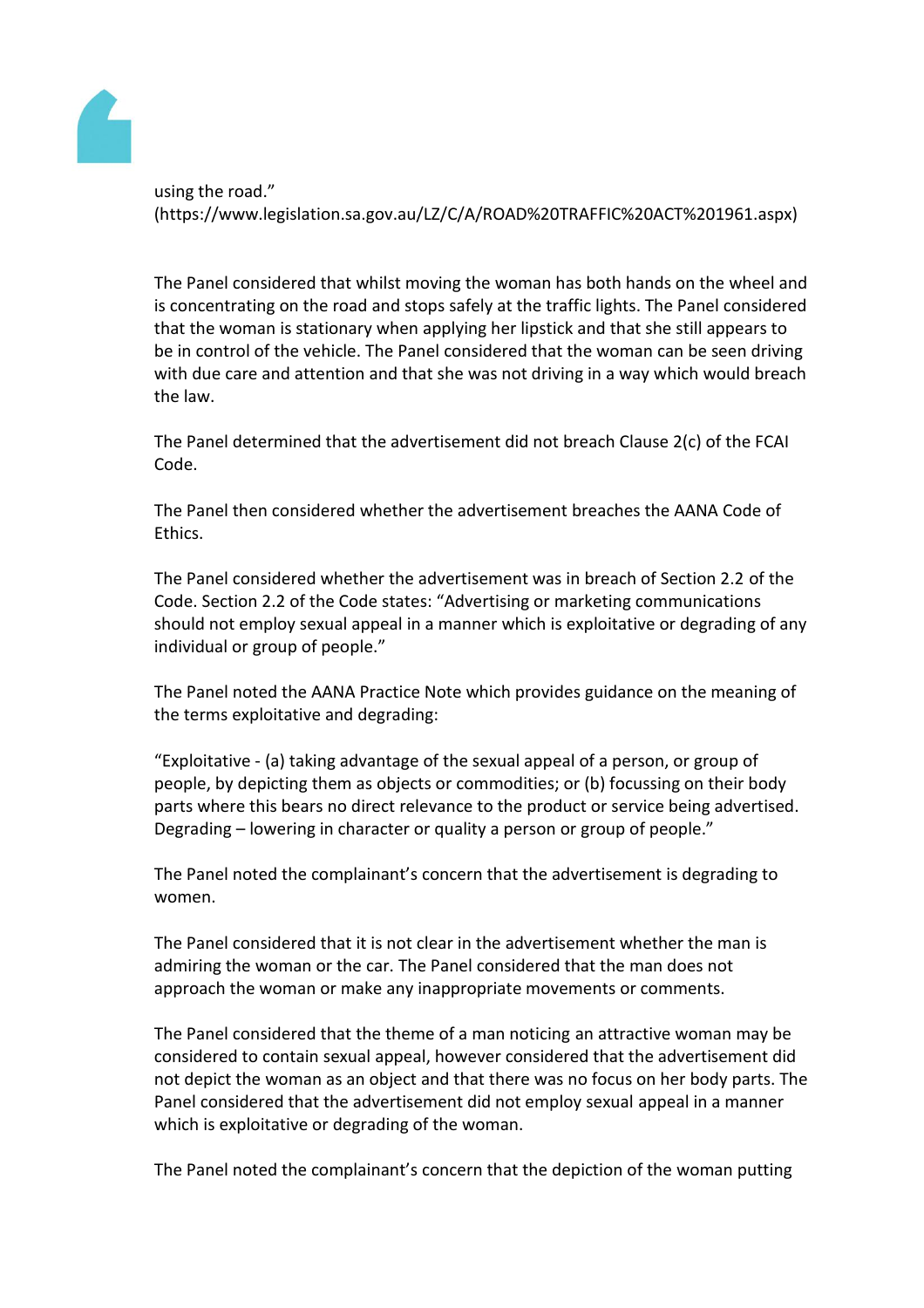using the road."
(https://www.legislation.sa.gov.au/LZ/C/A/ROAD%20TRAFFIC%20ACT%201961.aspx)

The Panel considered that whilst moving the woman has both hands on the wheel and is concentrating on the road and stops safely at the traffic lights. The Panel considered that the woman is stationary when applying her lipstick and that she still appears to be in control of the vehicle. The Panel considered that the woman can be seen driving with due care and attention and that she was not driving in a way which would breach the law.

The Panel determined that the advertisement did not breach Clause 2(c) of the FCAI Code.

The Panel then considered whether the advertisement breaches the AANA Code of Ethics.

The Panel considered whether the advertisement was in breach of Section 2.2 of the Code. Section 2.2 of the Code states: "Advertising or marketing communications should not employ sexual appeal in a manner which is exploitative or degrading of any individual or group of people."

The Panel noted the AANA Practice Note which provides guidance on the meaning of the terms exploitative and degrading:

"Exploitative - (a) taking advantage of the sexual appeal of a person, or group of people, by depicting them as objects or commodities; or (b) focussing on their body parts where this bears no direct relevance to the product or service being advertised. Degrading – lowering in character or quality a person or group of people."

The Panel noted the complainant's concern that the advertisement is degrading to women.

The Panel considered that it is not clear in the advertisement whether the man is admiring the woman or the car. The Panel considered that the man does not approach the woman or make any inappropriate movements or comments.

The Panel considered that the theme of a man noticing an attractive woman may be considered to contain sexual appeal, however considered that the advertisement did not depict the woman as an object and that there was no focus on her body parts. The Panel considered that the advertisement did not employ sexual appeal in a manner which is exploitative or degrading of the woman.

The Panel noted the complainant's concern that the depiction of the woman putting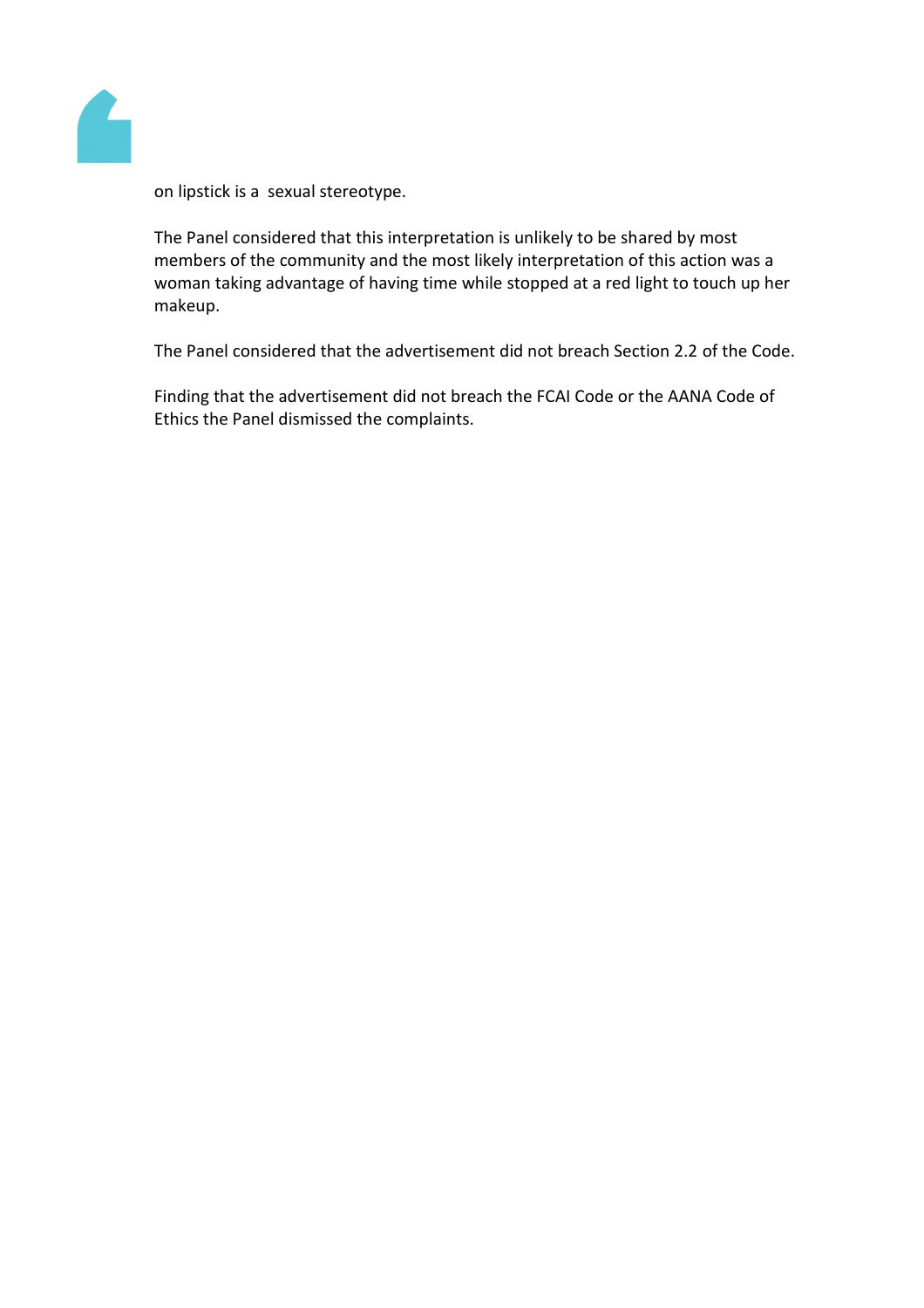on lipstick is a sexual stereotype.

The Panel considered that this interpretation is unlikely to be shared by most members of the community and the most likely interpretation of this action was a woman taking advantage of having time while stopped at a red light to touch up her makeup.

The Panel considered that the advertisement did not breach Section 2.2 of the Code.

Finding that the advertisement did not breach the FCAI Code or the AANA Code of Ethics the Panel dismissed the complaints.